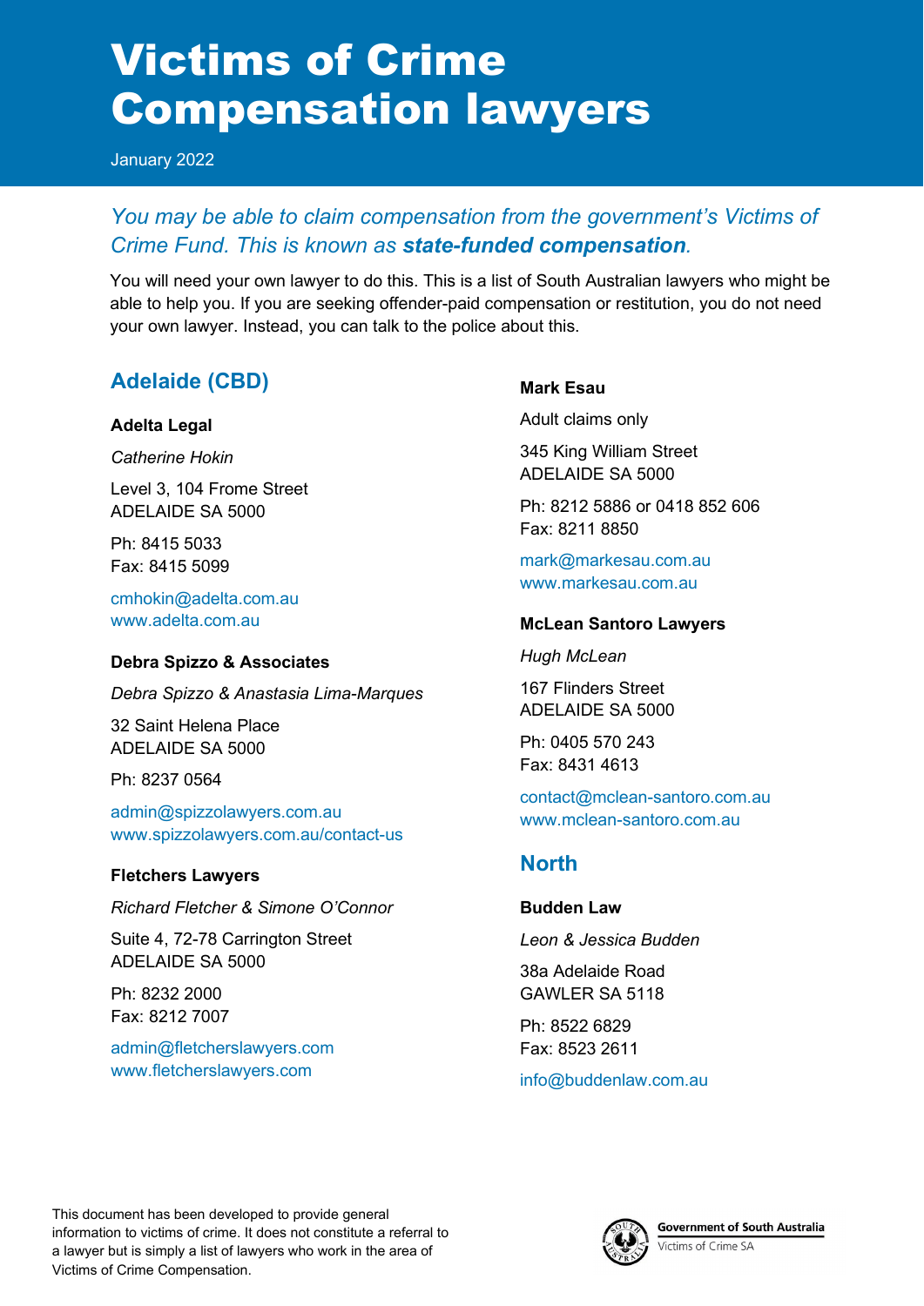# Victims of Crime Compensation lawyers

January 2022

*You may be able to claim compensation from the government's Victims of Crime Fund. This is known as **state-funded compensation**.*

You will need your own lawyer to do this. This is a list of South Australian lawyers who might be able to help you. If you are seeking offender-paid compensation or restitution, you do not need your own lawyer. Instead, you can talk to the police about this.

## Adelaide (CBD)

### Adelta Legal

*Catherine Hokin*

Level 3, 104 Frome Street
ADELAIDE SA 5000

Ph: 8415 5033
Fax: 8415 5099

cmhokin@adelta.com.au
www.adelta.com.au

### Debra Spizzo & Associates

*Debra Spizzo & Anastasia Lima-Marques*

32 Saint Helena Place
ADELAIDE SA 5000

Ph: 8237 0564

admin@spizzolawyers.com.au
www.spizzolawyers.com.au/contact-us

### Fletchers Lawyers

*Richard Fletcher & Simone O'Connor*

Suite 4, 72-78 Carrington Street
ADELAIDE SA 5000

Ph: 8232 2000
Fax: 8212 7007

admin@fletcherslawyers.com
www.fletcherslawyers.com

### Mark Esau

Adult claims only

345 King William Street
ADELAIDE SA 5000

Ph: 8212 5886 or 0418 852 606
Fax: 8211 8850

mark@markesau.com.au
www.markesau.com.au

### McLean Santoro Lawyers

*Hugh McLean*

167 Flinders Street
ADELAIDE SA 5000

Ph: 0405 570 243
Fax: 8431 4613

contact@mclean-santoro.com.au
www.mclean-santoro.com.au

## North

### Budden Law

*Leon & Jessica Budden*

38a Adelaide Road
GAWLER SA 5118

Ph: 8522 6829
Fax: 8523 2611

info@buddenlaw.com.au

This document has been developed to provide general information to victims of crime. It does not constitute a referral to a lawyer but is simply a list of lawyers who work in the area of Victims of Crime Compensation.

Government of South Australia
Victims of Crime SA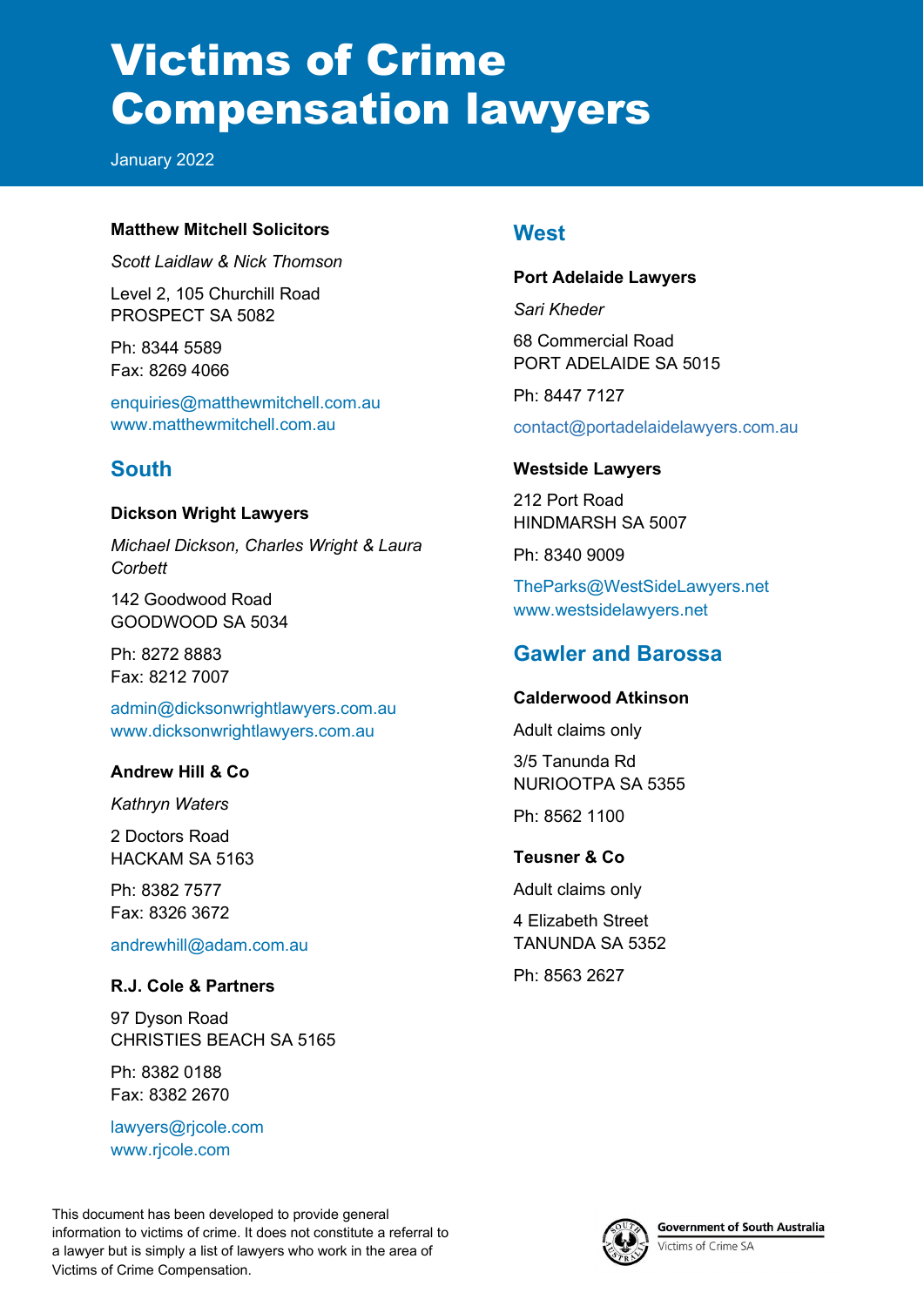# Victims of Crime Compensation lawyers

January 2022

**Matthew Mitchell Solicitors**

*Scott Laidlaw & Nick Thomson*

Level 2, 105 Churchill Road
PROSPECT SA 5082

Ph: 8344 5589
Fax: 8269 4066

enquiries@matthewmitchell.com.au
www.matthewmitchell.com.au

## South

**Dickson Wright Lawyers**

*Michael Dickson, Charles Wright & Laura Corbett*

142 Goodwood Road
GOODWOOD SA 5034

Ph: 8272 8883
Fax: 8212 7007

admin@dicksonwrightlawyers.com.au
www.dicksonwrightlawyers.com.au

**Andrew Hill & Co**

*Kathryn Waters*

2 Doctors Road
HACKAM SA 5163

Ph: 8382 7577
Fax: 8326 3672

andrewhill@adam.com.au

**R.J. Cole & Partners**

97 Dyson Road
CHRISTIES BEACH SA 5165

Ph: 8382 0188
Fax: 8382 2670

lawyers@rjcole.com
www.rjcole.com

## West

**Port Adelaide Lawyers**

*Sari Kheder*

68 Commercial Road
PORT ADELAIDE SA 5015

Ph: 8447 7127

contact@portadelaidelawyers.com.au

**Westside Lawyers**

212 Port Road
HINDMARSH SA 5007

Ph: 8340 9009

TheParks@WestSideLawyers.net
www.westsidelawyers.net

## Gawler and Barossa

**Calderwood Atkinson**

Adult claims only

3/5 Tanunda Rd
NURIOOTPA SA 5355

Ph: 8562 1100

**Teusner & Co**

Adult claims only

4 Elizabeth Street
TANUNDA SA 5352

Ph: 8563 2627

This document has been developed to provide general information to victims of crime. It does not constitute a referral to a lawyer but is simply a list of lawyers who work in the area of Victims of Crime Compensation.

Government of South Australia
Victims of Crime SA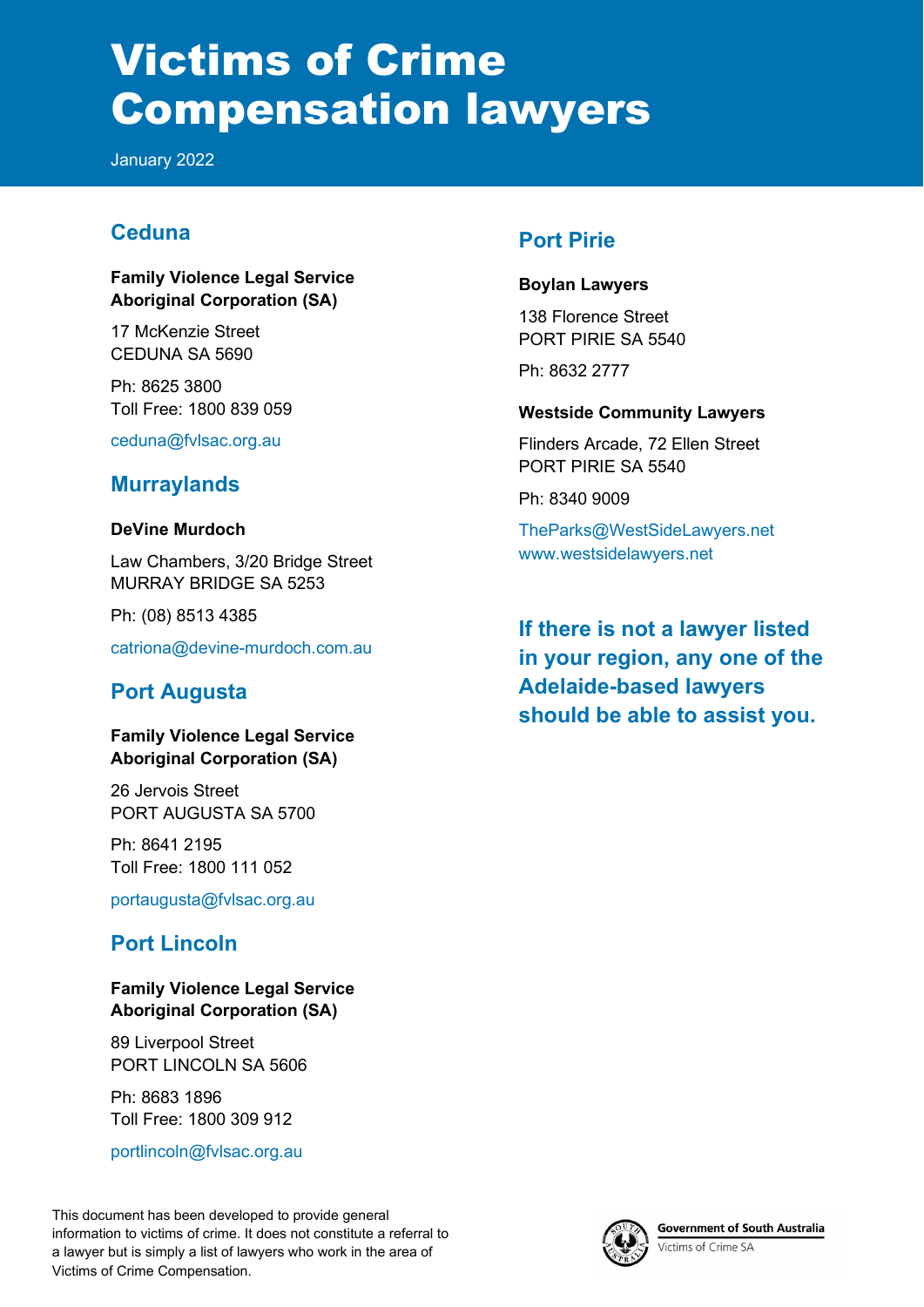# Victims of Crime Compensation lawyers

January 2022

## Ceduna

**Family Violence Legal Service Aboriginal Corporation (SA)**

17 McKenzie Street
CEDUNA SA 5690

Ph: 8625 3800
Toll Free: 1800 839 059

ceduna@fvlsac.org.au

## Murraylands

**DeVine Murdoch**

Law Chambers, 3/20 Bridge Street
MURRAY BRIDGE SA 5253

Ph: (08) 8513 4385

catriona@devine-murdoch.com.au

## Port Augusta

**Family Violence Legal Service Aboriginal Corporation (SA)**

26 Jervois Street
PORT AUGUSTA SA 5700

Ph: 8641 2195
Toll Free: 1800 111 052

portaugusta@fvlsac.org.au

## Port Lincoln

**Family Violence Legal Service Aboriginal Corporation (SA)**

89 Liverpool Street
PORT LINCOLN SA 5606

Ph: 8683 1896
Toll Free: 1800 309 912

portlincoln@fvlsac.org.au

## Port Pirie

**Boylan Lawyers**

138 Florence Street
PORT PIRIE SA 5540

Ph: 8632 2777

**Westside Community Lawyers**

Flinders Arcade, 72 Ellen Street
PORT PIRIE SA 5540

Ph: 8340 9009

TheParks@WestSideLawyers.net
www.westsidelawyers.net

**If there is not a lawyer listed in your region, any one of the Adelaide-based lawyers should be able to assist you.**

This document has been developed to provide general information to victims of crime. It does not constitute a referral to a lawyer but is simply a list of lawyers who work in the area of Victims of Crime Compensation.

Government of South Australia
Victims of Crime SA